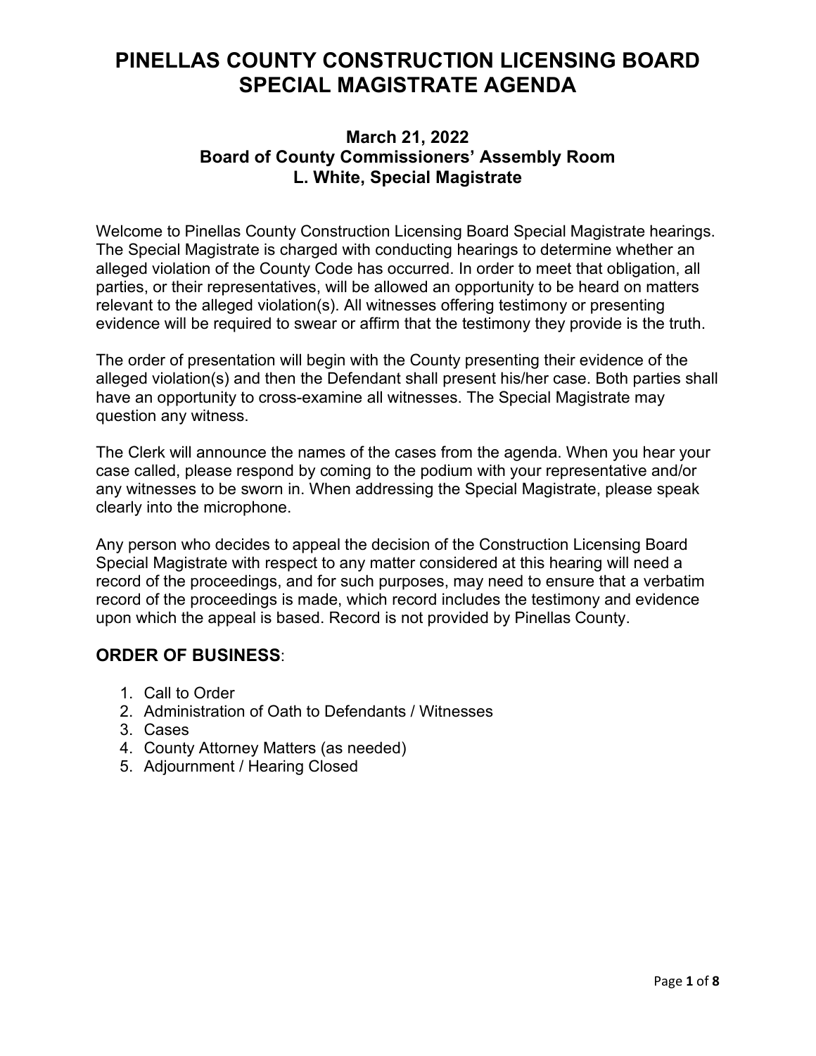# PINELLAS COUNTY CONSTRUCTION LICENSING BOARD SPECIAL MAGISTRATE AGENDA

### March 21, 2022
### Board of County Commissioners' Assembly Room
### L. White, Special Magistrate

Welcome to Pinellas County Construction Licensing Board Special Magistrate hearings. The Special Magistrate is charged with conducting hearings to determine whether an alleged violation of the County Code has occurred. In order to meet that obligation, all parties, or their representatives, will be allowed an opportunity to be heard on matters relevant to the alleged violation(s). All witnesses offering testimony or presenting evidence will be required to swear or affirm that the testimony they provide is the truth.

The order of presentation will begin with the County presenting their evidence of the alleged violation(s) and then the Defendant shall present his/her case. Both parties shall have an opportunity to cross-examine all witnesses. The Special Magistrate may question any witness.

The Clerk will announce the names of the cases from the agenda. When you hear your case called, please respond by coming to the podium with your representative and/or any witnesses to be sworn in. When addressing the Special Magistrate, please speak clearly into the microphone.

Any person who decides to appeal the decision of the Construction Licensing Board Special Magistrate with respect to any matter considered at this hearing will need a record of the proceedings, and for such purposes, may need to ensure that a verbatim record of the proceedings is made, which record includes the testimony and evidence upon which the appeal is based. Record is not provided by Pinellas County.

## ORDER OF BUSINESS:

1. Call to Order
2. Administration of Oath to Defendants / Witnesses
3. Cases
4. County Attorney Matters (as needed)
5. Adjournment / Hearing Closed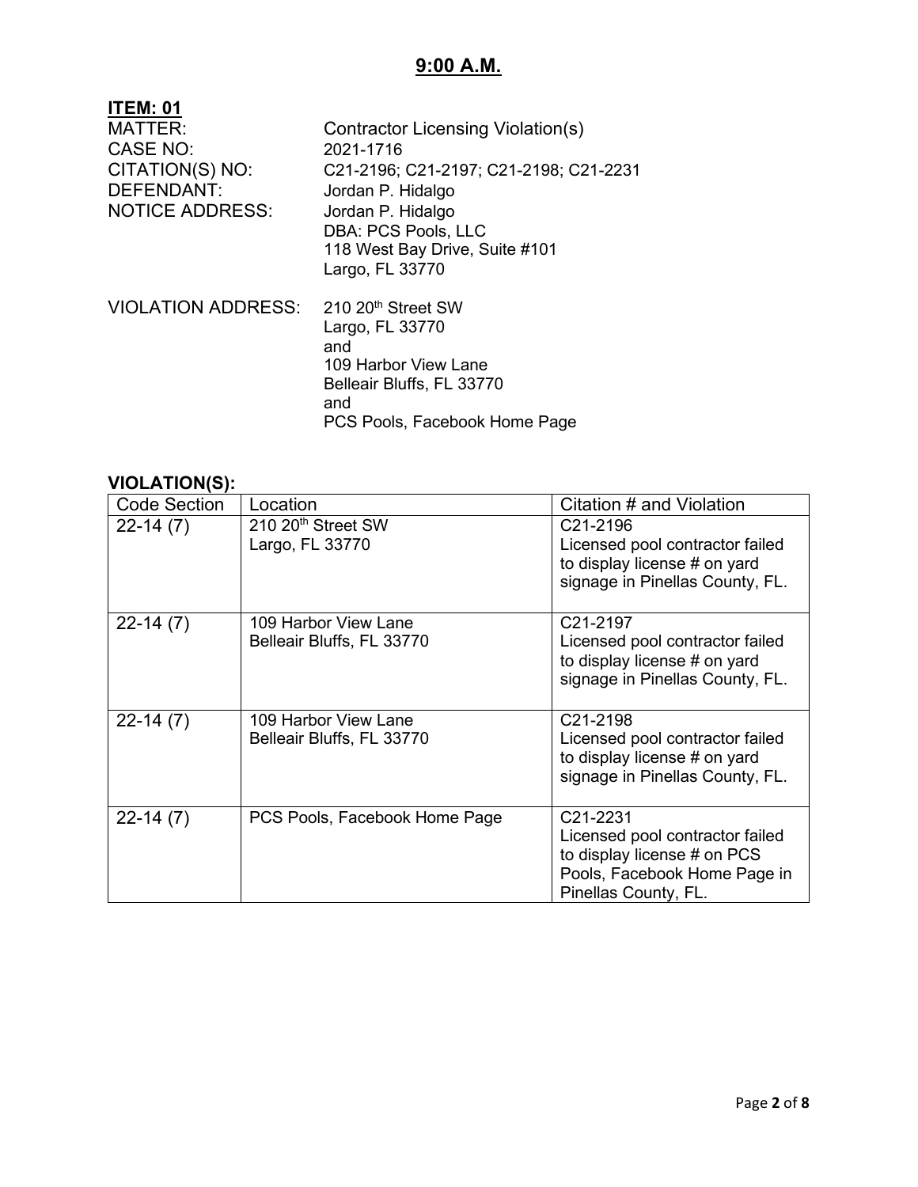## 9:00 A.M.

**ITEM: 01**

MATTER: Contractor Licensing Violation(s)
CASE NO: 2021-1716
CITATION(S) NO: C21-2196; C21-2197; C21-2198; C21-2231
DEFENDANT: Jordan P. Hidalgo
NOTICE ADDRESS: Jordan P. Hidalgo
DBA: PCS Pools, LLC
118 West Bay Drive, Suite #101
Largo, FL 33770

VIOLATION ADDRESS: 210 20th Street SW
Largo, FL 33770
and
109 Harbor View Lane
Belleair Bluffs, FL 33770
and
PCS Pools, Facebook Home Page

### VIOLATION(S):

| Code Section | Location | Citation # and Violation |
|---|---|---|
| 22-14 (7) | 210 20th Street SW Largo, FL 33770 | C21-2196 Licensed pool contractor failed to display license # on yard signage in Pinellas County, FL. |
| 22-14 (7) | 109 Harbor View Lane Belleair Bluffs, FL 33770 | C21-2197 Licensed pool contractor failed to display license # on yard signage in Pinellas County, FL. |
| 22-14 (7) | 109 Harbor View Lane Belleair Bluffs, FL 33770 | C21-2198 Licensed pool contractor failed to display license # on yard signage in Pinellas County, FL. |
| 22-14 (7) | PCS Pools, Facebook Home Page | C21-2231 Licensed pool contractor failed to display license # on PCS Pools, Facebook Home Page in Pinellas County, FL. |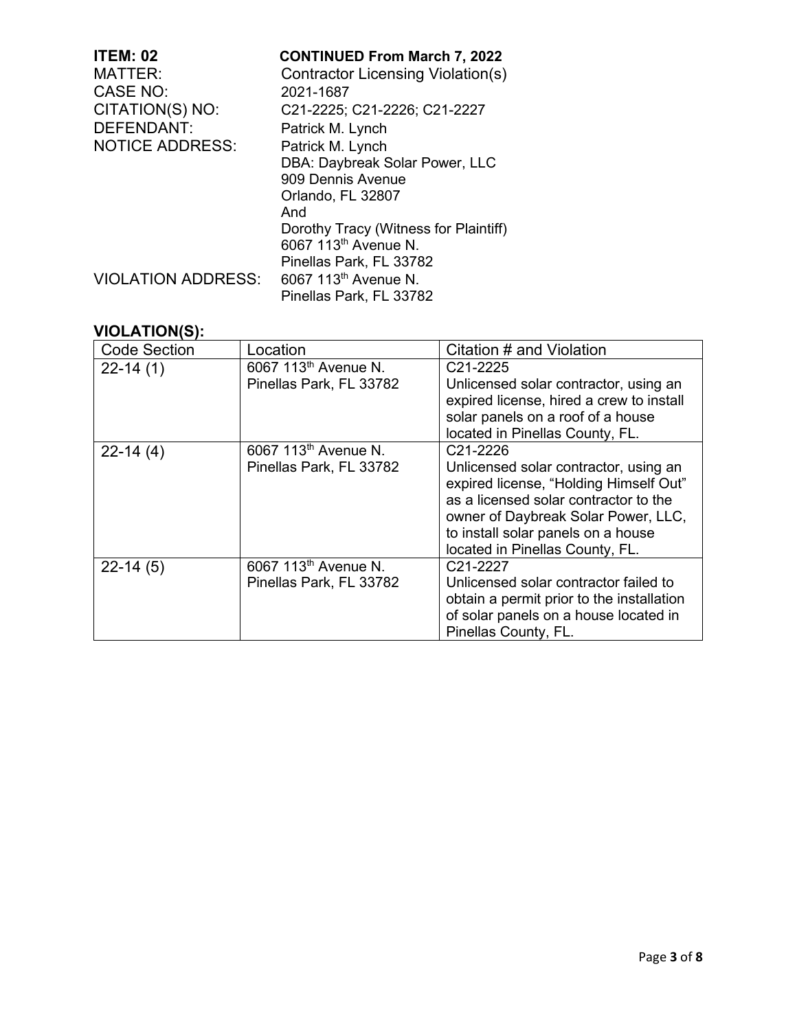**ITEM: 02** **CONTINUED From March 7, 2022**

MATTER: Contractor Licensing Violation(s)

CASE NO: 2021-1687

CITATION(S) NO: C21-2225; C21-2226; C21-2227

DEFENDANT: Patrick M. Lynch

NOTICE ADDRESS: Patrick M. Lynch
DBA: Daybreak Solar Power, LLC
909 Dennis Avenue
Orlando, FL 32807
And
Dorothy Tracy (Witness for Plaintiff)
6067 113th Avenue N.
Pinellas Park, FL 33782

VIOLATION ADDRESS: 6067 113th Avenue N.
Pinellas Park, FL 33782

## VIOLATION(S):

| Code Section | Location | Citation # and Violation |
|---|---|---|
| 22-14 (1) | 6067 113th Avenue N. Pinellas Park, FL 33782 | C21-2225 Unlicensed solar contractor, using an expired license, hired a crew to install solar panels on a roof of a house located in Pinellas County, FL. |
| 22-14 (4) | 6067 113th Avenue N. Pinellas Park, FL 33782 | C21-2226 Unlicensed solar contractor, using an expired license, "Holding Himself Out" as a licensed solar contractor to the owner of Daybreak Solar Power, LLC, to install solar panels on a house located in Pinellas County, FL. |
| 22-14 (5) | 6067 113th Avenue N. Pinellas Park, FL 33782 | C21-2227 Unlicensed solar contractor failed to obtain a permit prior to the installation of solar panels on a house located in Pinellas County, FL. |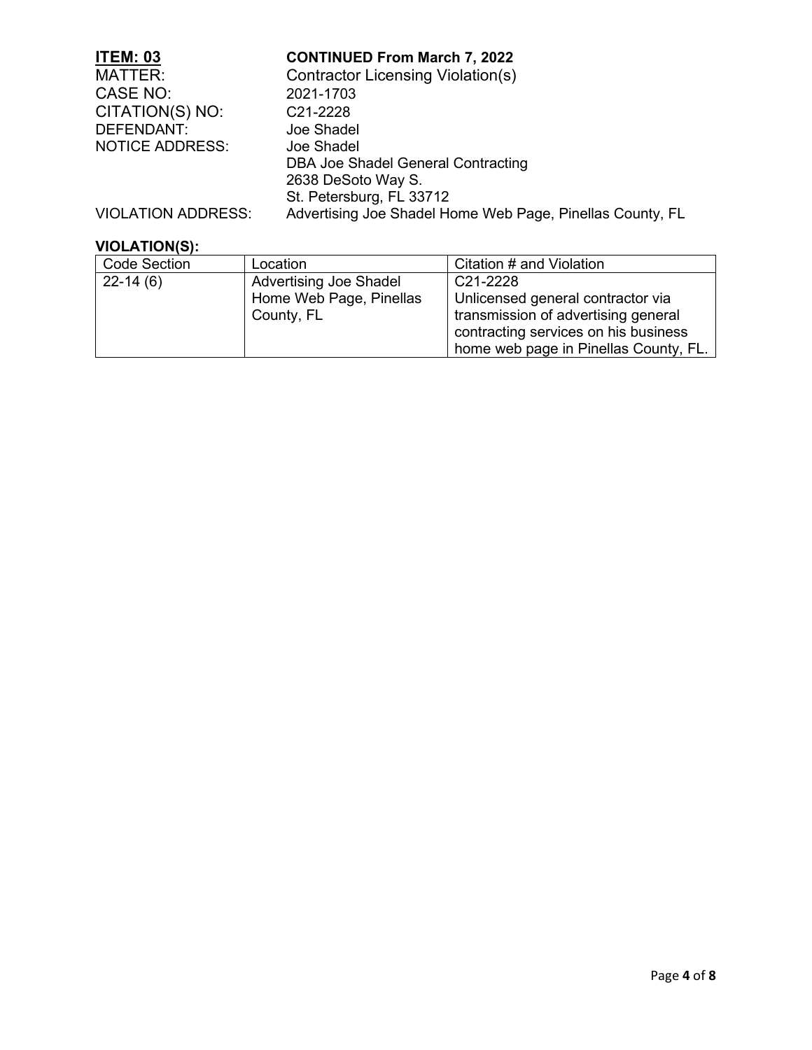**ITEM: 03** **CONTINUED From March 7, 2022**

MATTER: Contractor Licensing Violation(s)
CASE NO: 2021-1703
CITATION(S) NO: C21-2228
DEFENDANT: Joe Shadel
NOTICE ADDRESS: Joe Shadel
DBA Joe Shadel General Contracting
2638 DeSoto Way S.
St. Petersburg, FL 33712
VIOLATION ADDRESS: Advertising Joe Shadel Home Web Page, Pinellas County, FL

**VIOLATION(S):**

| Code Section | Location | Citation # and Violation |
|---|---|---|
| 22-14 (6) | Advertising Joe Shadel Home Web Page, Pinellas County, FL | C21-2228 Unlicensed general contractor via transmission of advertising general contracting services on his business home web page in Pinellas County, FL. |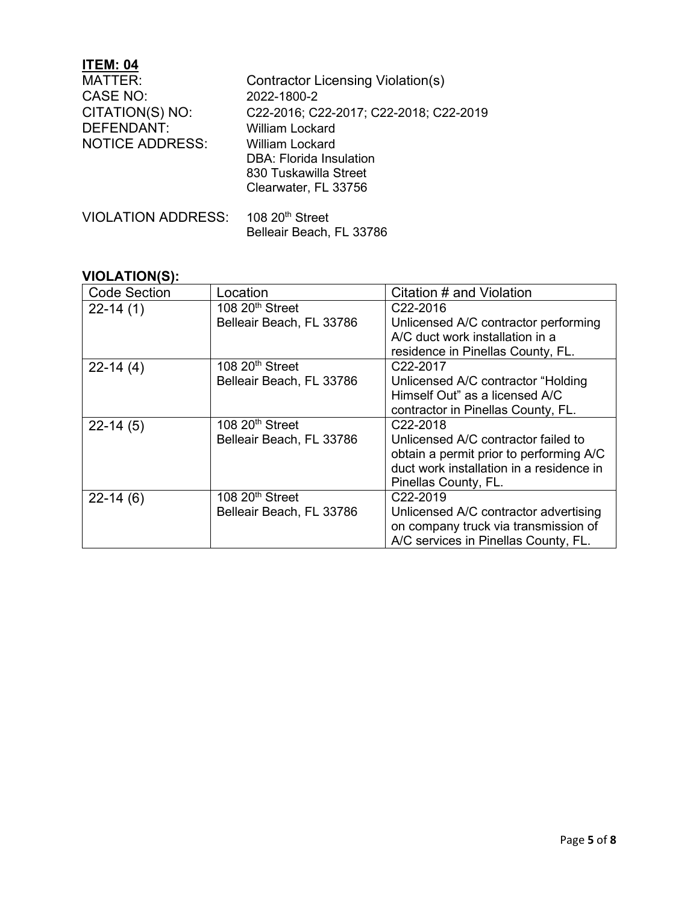**ITEM: 04**

MATTER: Contractor Licensing Violation(s)

CASE NO: 2022-1800-2

CITATION(S) NO: C22-2016; C22-2017; C22-2018; C22-2019

DEFENDANT: William Lockard

NOTICE ADDRESS: William Lockard
DBA: Florida Insulation
830 Tuskawilla Street
Clearwater, FL 33756

VIOLATION ADDRESS: 108 20th Street
Belleair Beach, FL 33786

**VIOLATION(S):**

| Code Section | Location | Citation # and Violation |
|---|---|---|
| 22-14 (1) | 108 20th Street Belleair Beach, FL 33786 | C22-2016 Unlicensed A/C contractor performing A/C duct work installation in a residence in Pinellas County, FL. |
| 22-14 (4) | 108 20th Street Belleair Beach, FL 33786 | C22-2017 Unlicensed A/C contractor "Holding Himself Out" as a licensed A/C contractor in Pinellas County, FL. |
| 22-14 (5) | 108 20th Street Belleair Beach, FL 33786 | C22-2018 Unlicensed A/C contractor failed to obtain a permit prior to performing A/C duct work installation in a residence in Pinellas County, FL. |
| 22-14 (6) | 108 20th Street Belleair Beach, FL 33786 | C22-2019 Unlicensed A/C contractor advertising on company truck via transmission of A/C services in Pinellas County, FL. |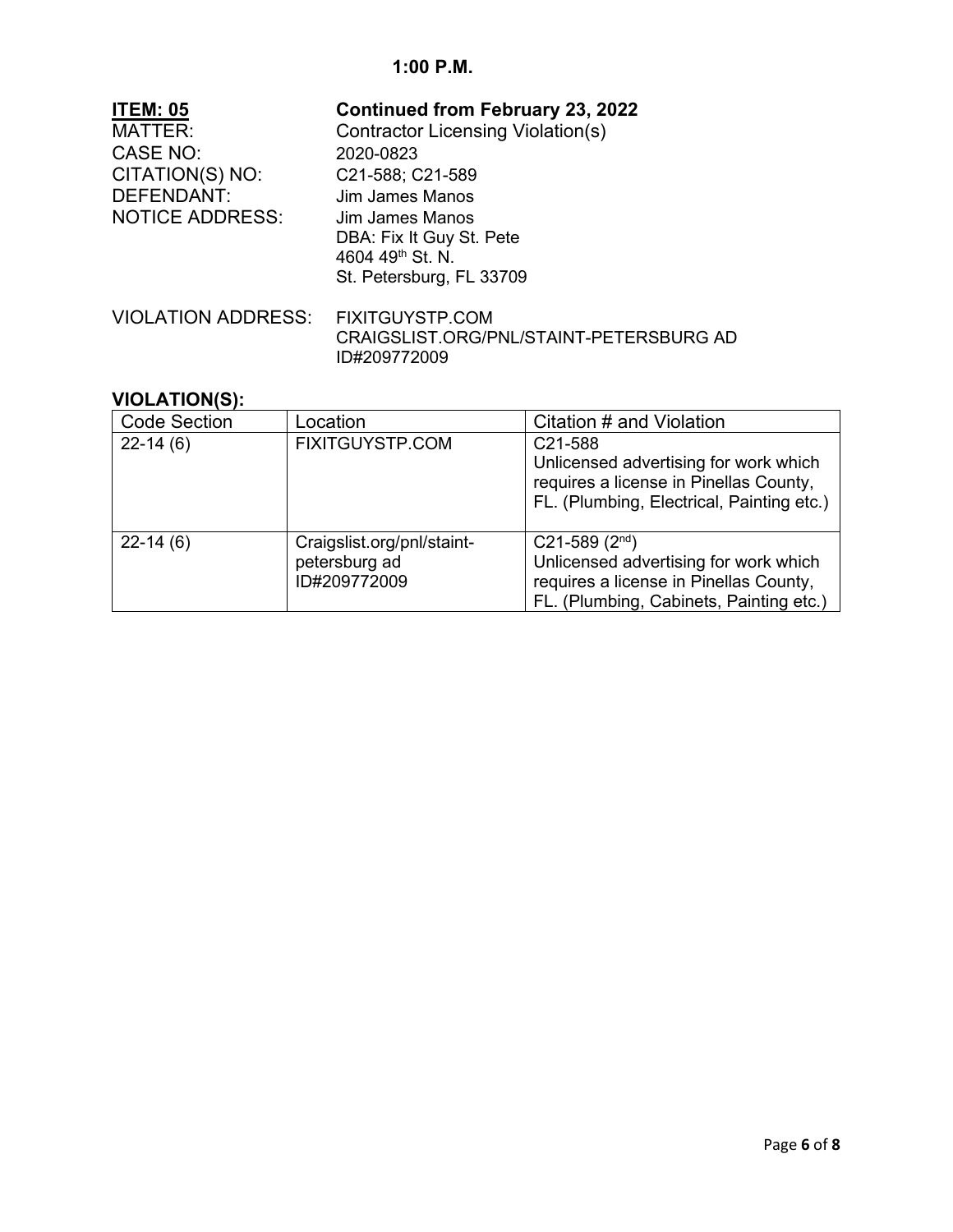**1:00 P.M.**

**ITEM: 05** **Continued from February 23, 2022**

MATTER: Contractor Licensing Violation(s)

CASE NO: 2020-0823

CITATION(S) NO: C21-588; C21-589

DEFENDANT: Jim James Manos

NOTICE ADDRESS: Jim James Manos
DBA: Fix It Guy St. Pete
4604 49th St. N.
St. Petersburg, FL 33709

VIOLATION ADDRESS: FIXITGUYSTP.COM
CRAIGSLIST.ORG/PNL/STAINT-PETERSBURG AD ID#209772009

**VIOLATION(S):**

| Code Section | Location | Citation # and Violation |
|---|---|---|
| 22-14 (6) | FIXITGUYSTP.COM | C21-588<br>Unlicensed advertising for work which requires a license in Pinellas County, FL. (Plumbing, Electrical, Painting etc.) |
| 22-14 (6) | Craigslist.org/pnl/staint-petersburg ad ID#209772009 | C21-589 (2nd)<br>Unlicensed advertising for work which requires a license in Pinellas County, FL. (Plumbing, Cabinets, Painting etc.) |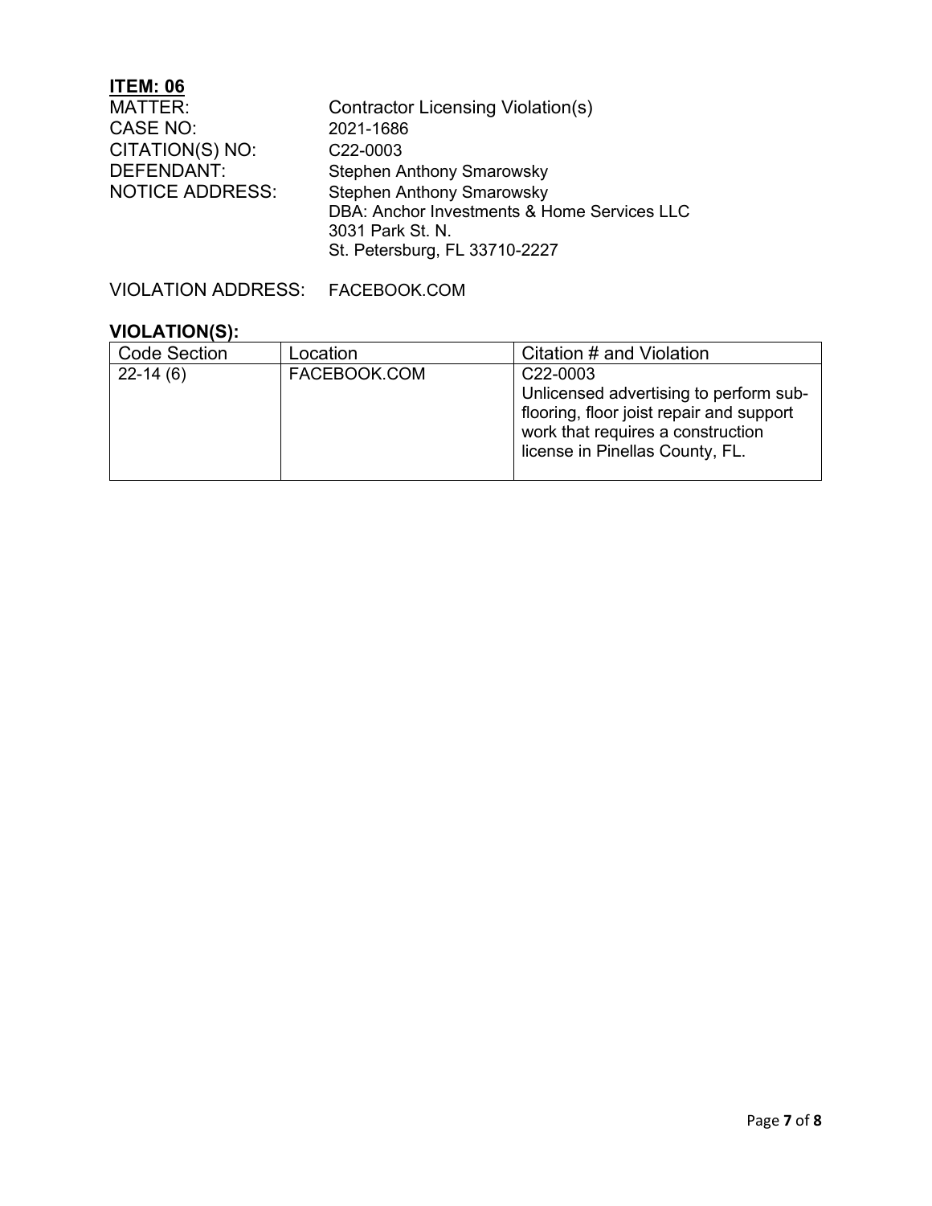**ITEM: 06**

MATTER: Contractor Licensing Violation(s)
CASE NO: 2021-1686
CITATION(S) NO: C22-0003
DEFENDANT: Stephen Anthony Smarowsky
NOTICE ADDRESS: Stephen Anthony Smarowsky
DBA: Anchor Investments & Home Services LLC
3031 Park St. N.
St. Petersburg, FL 33710-2227

VIOLATION ADDRESS: FACEBOOK.COM

**VIOLATION(S):**

| Code Section | Location | Citation # and Violation |
|---|---|---|
| 22-14 (6) | FACEBOOK.COM | C22-0003<br>Unlicensed advertising to perform sub-flooring, floor joist repair and support work that requires a construction license in Pinellas County, FL. |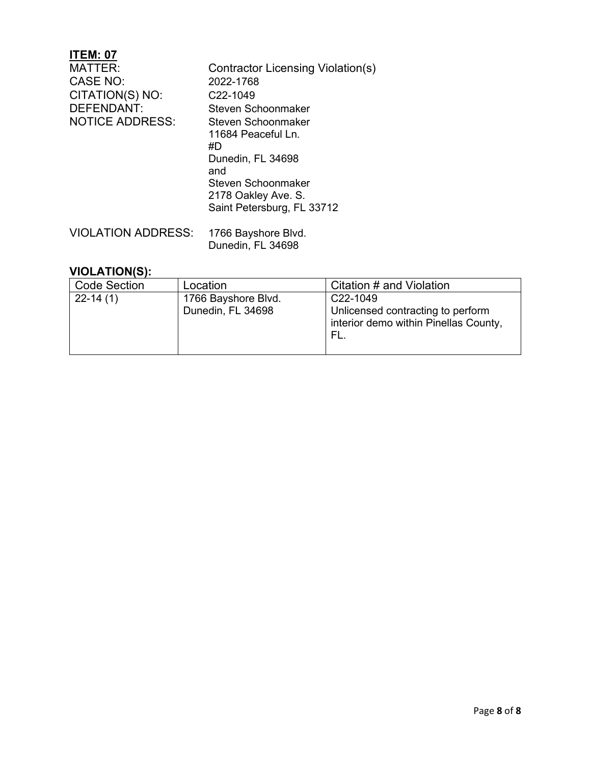**ITEM: 07**

MATTER: Contractor Licensing Violation(s)

CASE NO: 2022-1768

CITATION(S) NO: C22-1049

DEFENDANT: Steven Schoonmaker

NOTICE ADDRESS: Steven Schoonmaker
11684 Peaceful Ln.
#D
Dunedin, FL 34698
and
Steven Schoonmaker
2178 Oakley Ave. S.
Saint Petersburg, FL 33712

VIOLATION ADDRESS: 1766 Bayshore Blvd.
Dunedin, FL 34698

## VIOLATION(S):

| Code Section | Location | Citation # and Violation |
| --- | --- | --- |
| 22-14 (1) | 1766 Bayshore Blvd.<br>Dunedin, FL 34698 | C22-1049<br>Unlicensed contracting to perform interior demo within Pinellas County, FL. |